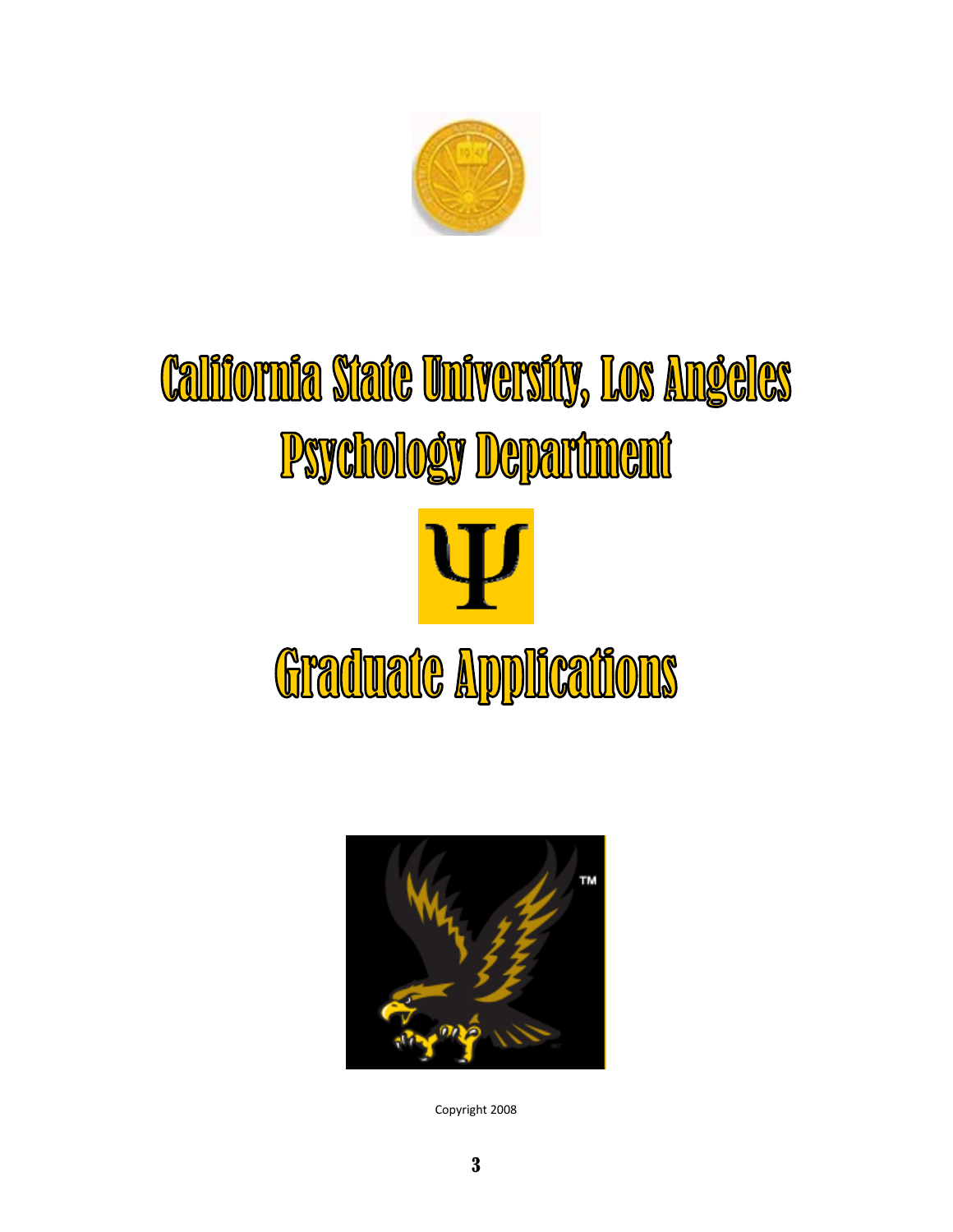# California State University, Los Angeles

# Psychology Department

Ψ

# Graduate Applications

Copyright 2008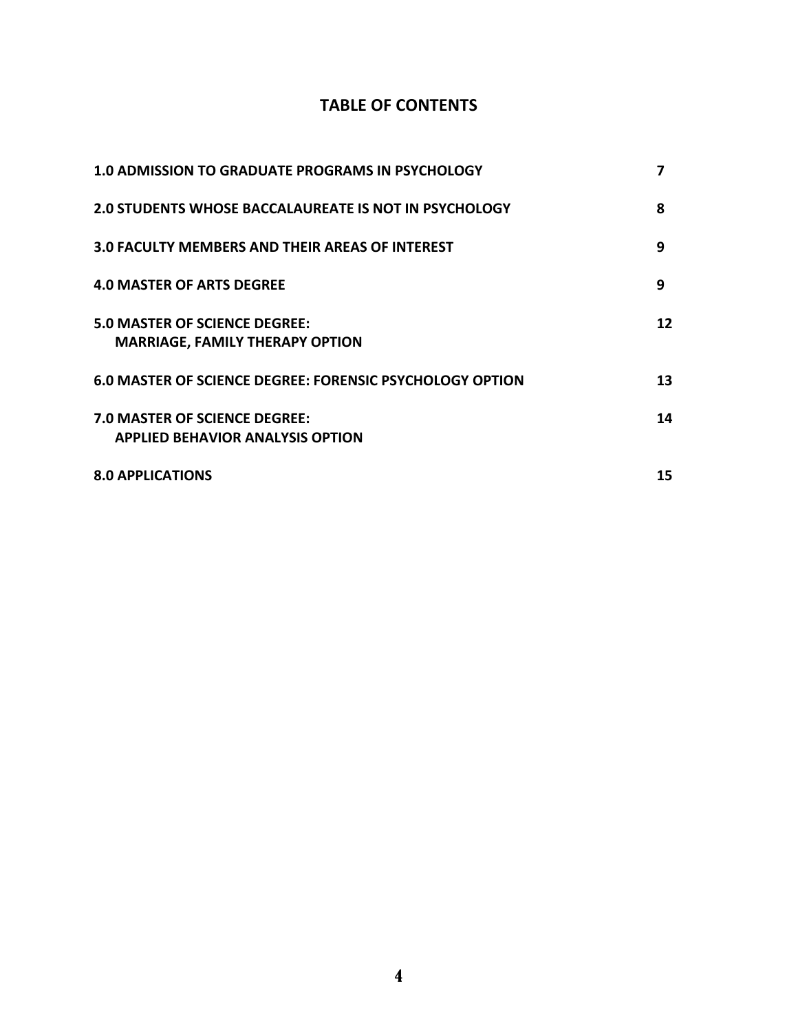# TABLE OF CONTENTS

| | |
|---|---|
| **1.0 ADMISSION TO GRADUATE PROGRAMS IN PSYCHOLOGY** | **7** |
| **2.0 STUDENTS WHOSE BACCALAUREATE IS NOT IN PSYCHOLOGY** | **8** |
| **3.0 FACULTY MEMBERS AND THEIR AREAS OF INTEREST** | **9** |
| **4.0 MASTER OF ARTS DEGREE** | **9** |
| **5.0 MASTER OF SCIENCE DEGREE: MARRIAGE, FAMILY THERAPY OPTION** | **12** |
| **6.0 MASTER OF SCIENCE DEGREE: FORENSIC PSYCHOLOGY OPTION** | **13** |
| **7.0 MASTER OF SCIENCE DEGREE: APPLIED BEHAVIOR ANALYSIS OPTION** | **14** |
| **8.0 APPLICATIONS** | **15** |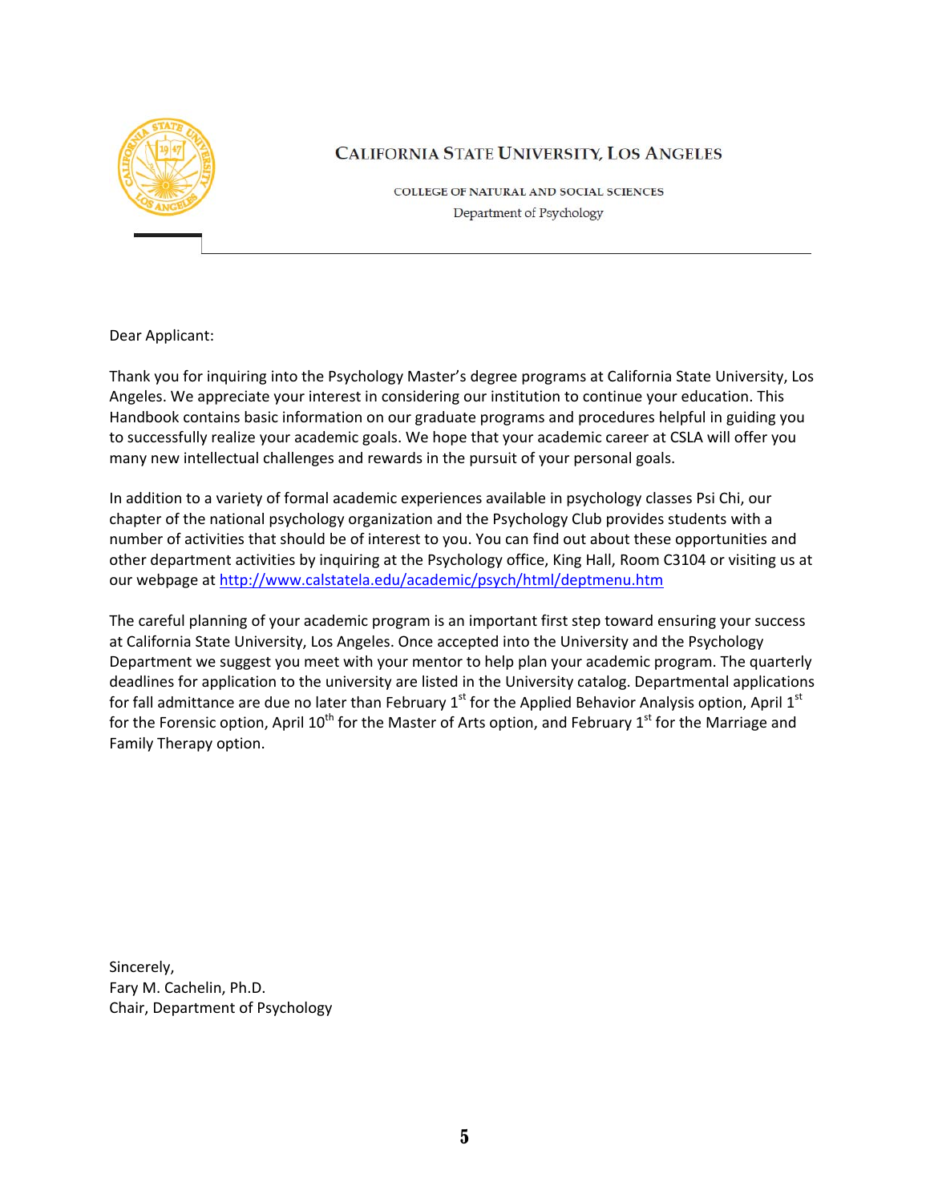# CALIFORNIA STATE UNIVERSITY, LOS ANGELES

COLLEGE OF NATURAL AND SOCIAL SCIENCES

Department of Psychology

Dear Applicant:

Thank you for inquiring into the Psychology Master's degree programs at California State University, Los Angeles. We appreciate your interest in considering our institution to continue your education. This Handbook contains basic information on our graduate programs and procedures helpful in guiding you to successfully realize your academic goals. We hope that your academic career at CSLA will offer you many new intellectual challenges and rewards in the pursuit of your personal goals.

In addition to a variety of formal academic experiences available in psychology classes Psi Chi, our chapter of the national psychology organization and the Psychology Club provides students with a number of activities that should be of interest to you. You can find out about these opportunities and other department activities by inquiring at the Psychology office, King Hall, Room C3104 or visiting us at our webpage at http://www.calstatela.edu/academic/psych/html/deptmenu.htm

The careful planning of your academic program is an important first step toward ensuring your success at California State University, Los Angeles. Once accepted into the University and the Psychology Department we suggest you meet with your mentor to help plan your academic program. The quarterly deadlines for application to the university are listed in the University catalog. Departmental applications for fall admittance are due no later than February 1st for the Applied Behavior Analysis option, April 1st for the Forensic option, April 10th for the Master of Arts option, and February 1st for the Marriage and Family Therapy option.

Sincerely,  
Fary M. Cachelin, Ph.D.  
Chair, Department of Psychology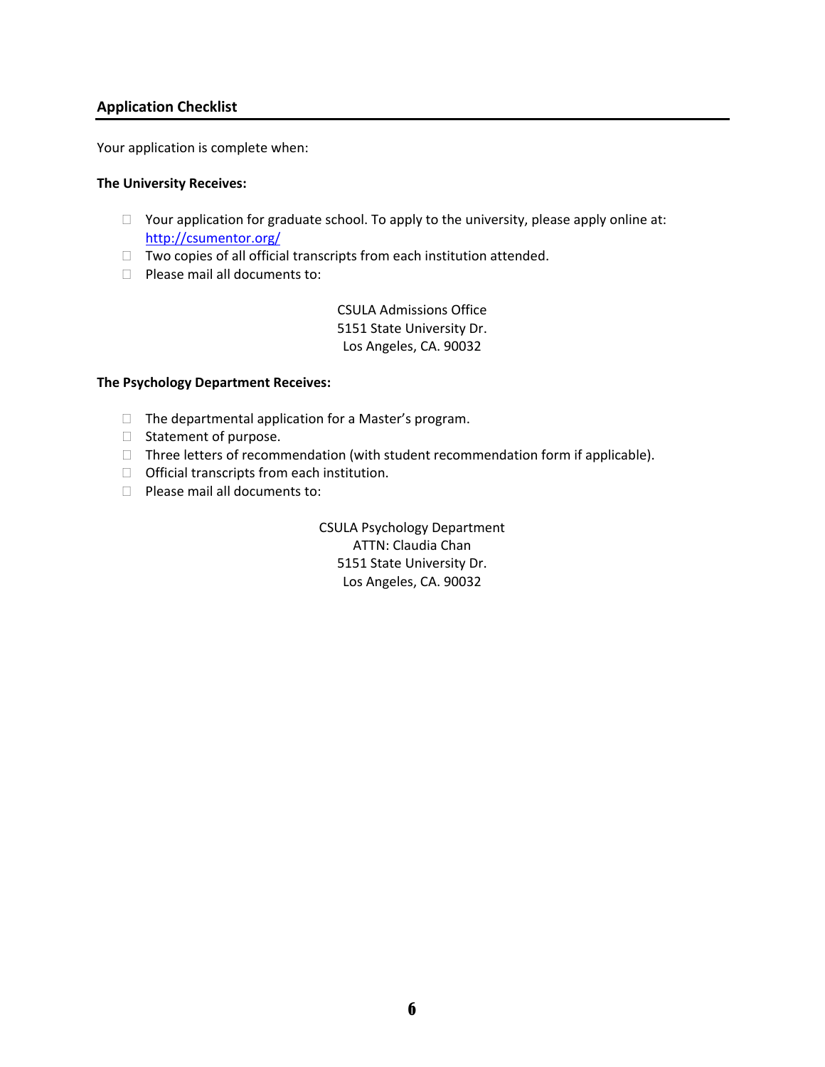## Application Checklist

Your application is complete when:

**The University Receives:**

- Your application for graduate school. To apply to the university, please apply online at: [http://csumentor.org/](http://csumentor.org/)
- Two copies of all official transcripts from each institution attended.
- Please mail all documents to:

CSULA Admissions Office
5151 State University Dr.
Los Angeles, CA. 90032

**The Psychology Department Receives:**

- The departmental application for a Master's program.
- Statement of purpose.
- Three letters of recommendation (with student recommendation form if applicable).
- Official transcripts from each institution.
- Please mail all documents to:

CSULA Psychology Department
ATTN: Claudia Chan
5151 State University Dr.
Los Angeles, CA. 90032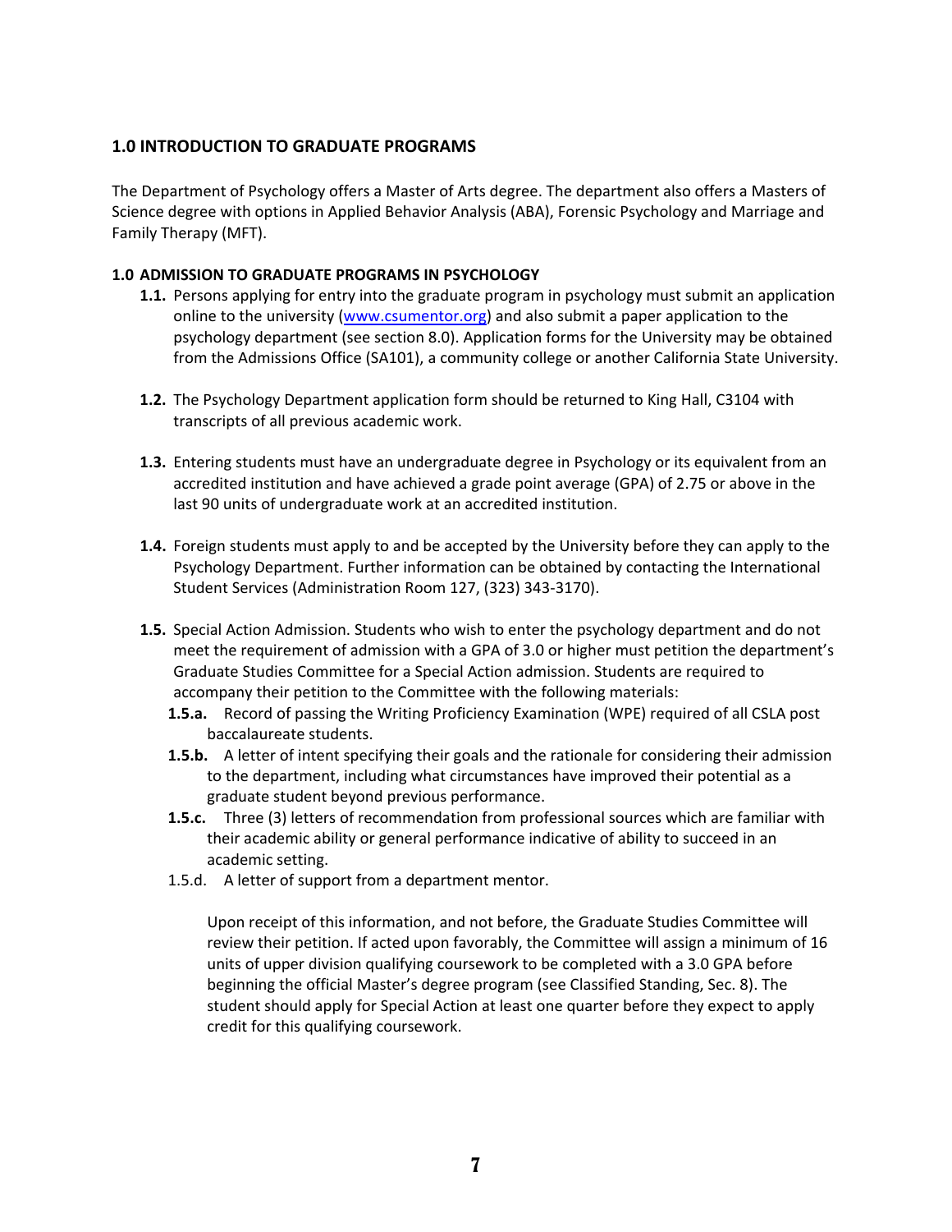## 1.0 INTRODUCTION TO GRADUATE PROGRAMS

The Department of Psychology offers a Master of Arts degree. The department also offers a Masters of Science degree with options in Applied Behavior Analysis (ABA), Forensic Psychology and Marriage and Family Therapy (MFT).

### 1.0 ADMISSION TO GRADUATE PROGRAMS IN PSYCHOLOGY

**1.1.** Persons applying for entry into the graduate program in psychology must submit an application online to the university ([www.csumentor.org](www.csumentor.org)) and also submit a paper application to the psychology department (see section 8.0). Application forms for the University may be obtained from the Admissions Office (SA101), a community college or another California State University.

**1.2.** The Psychology Department application form should be returned to King Hall, C3104 with transcripts of all previous academic work.

**1.3.** Entering students must have an undergraduate degree in Psychology or its equivalent from an accredited institution and have achieved a grade point average (GPA) of 2.75 or above in the last 90 units of undergraduate work at an accredited institution.

**1.4.** Foreign students must apply to and be accepted by the University before they can apply to the Psychology Department. Further information can be obtained by contacting the International Student Services (Administration Room 127, (323) 343-3170).

**1.5.** Special Action Admission. Students who wish to enter the psychology department and do not meet the requirement of admission with a GPA of 3.0 or higher must petition the department's Graduate Studies Committee for a Special Action admission. Students are required to accompany their petition to the Committee with the following materials:

- **1.5.a.** Record of passing the Writing Proficiency Examination (WPE) required of all CSLA post baccalaureate students.
- **1.5.b.** A letter of intent specifying their goals and the rationale for considering their admission to the department, including what circumstances have improved their potential as a graduate student beyond previous performance.
- **1.5.c.** Three (3) letters of recommendation from professional sources which are familiar with their academic ability or general performance indicative of ability to succeed in an academic setting.
- 1.5.d. A letter of support from a department mentor.

Upon receipt of this information, and not before, the Graduate Studies Committee will review their petition. If acted upon favorably, the Committee will assign a minimum of 16 units of upper division qualifying coursework to be completed with a 3.0 GPA before beginning the official Master's degree program (see Classified Standing, Sec. 8). The student should apply for Special Action at least one quarter before they expect to apply credit for this qualifying coursework.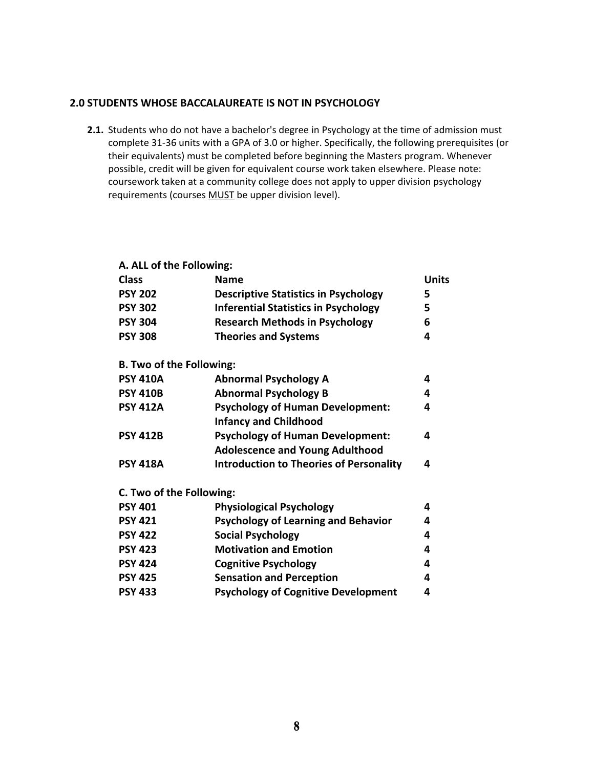## 2.0 STUDENTS WHOSE BACCALAUREATE IS NOT IN PSYCHOLOGY

**2.1.** Students who do not have a bachelor's degree in Psychology at the time of admission must complete 31-36 units with a GPA of 3.0 or higher. Specifically, the following prerequisites (or their equivalents) must be completed before beginning the Masters program. Whenever possible, credit will be given for equivalent course work taken elsewhere. Please note: coursework taken at a community college does not apply to upper division psychology requirements (courses <u>MUST</u> be upper division level).

| **A. ALL of the Following:** | | |
|---|---|---|
| **Class** | **Name** | **Units** |
| **PSY 202** | **Descriptive Statistics in Psychology** | **5** |
| **PSY 302** | **Inferential Statistics in Psychology** | **5** |
| **PSY 304** | **Research Methods in Psychology** | **6** |
| **PSY 308** | **Theories and Systems** | **4** |
| **B. Two of the Following:** | | |
| **PSY 410A** | **Abnormal Psychology A** | **4** |
| **PSY 410B** | **Abnormal Psychology B** | **4** |
| **PSY 412A** | **Psychology of Human Development: Infancy and Childhood** | **4** |
| **PSY 412B** | **Psychology of Human Development: Adolescence and Young Adulthood** | **4** |
| **PSY 418A** | **Introduction to Theories of Personality** | **4** |
| **C. Two of the Following:** | | |
| **PSY 401** | **Physiological Psychology** | **4** |
| **PSY 421** | **Psychology of Learning and Behavior** | **4** |
| **PSY 422** | **Social Psychology** | **4** |
| **PSY 423** | **Motivation and Emotion** | **4** |
| **PSY 424** | **Cognitive Psychology** | **4** |
| **PSY 425** | **Sensation and Perception** | **4** |
| **PSY 433** | **Psychology of Cognitive Development** | **4** |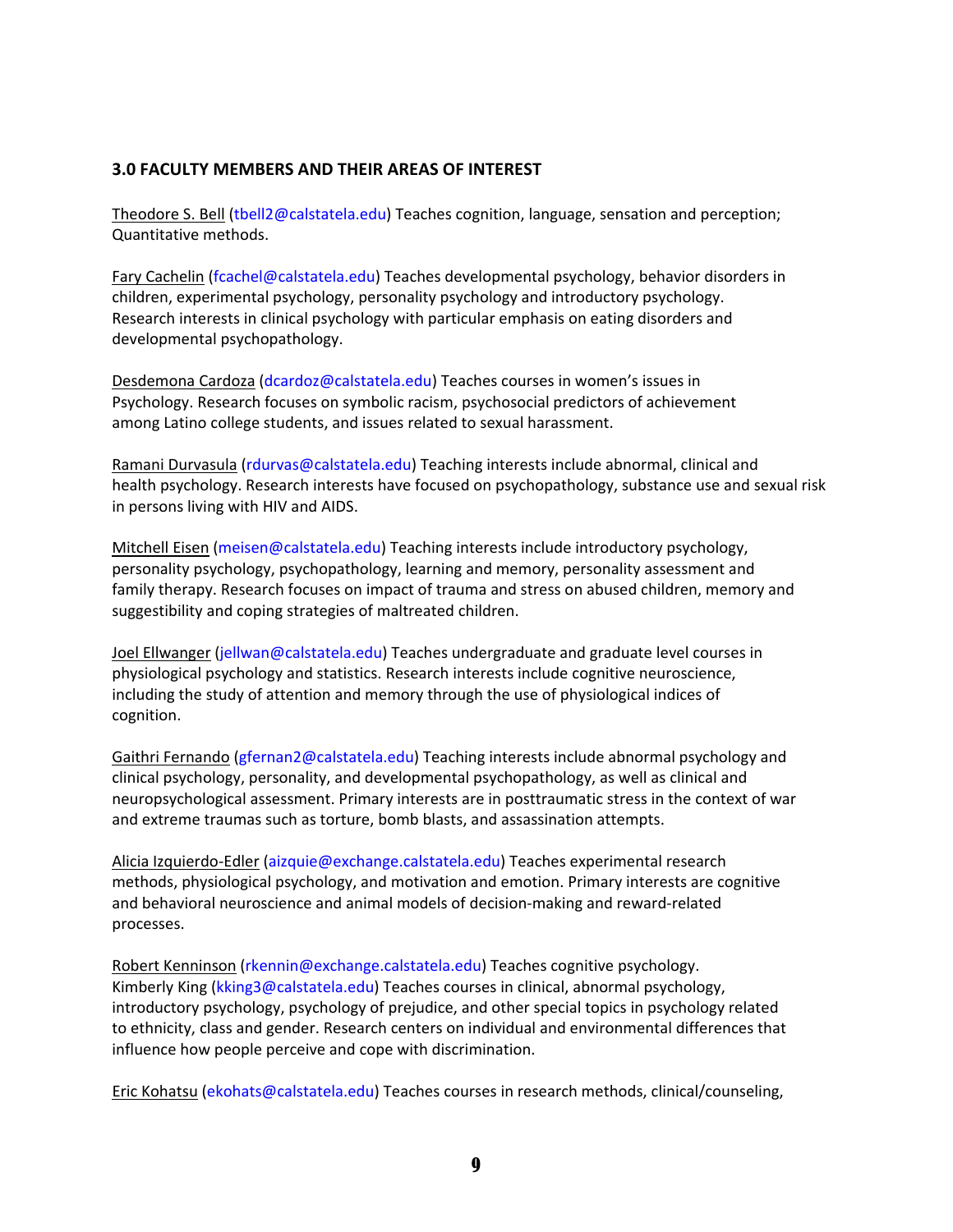### 3.0 FACULTY MEMBERS AND THEIR AREAS OF INTEREST

Theodore S. Bell (tbell2@calstatela.edu) Teaches cognition, language, sensation and perception; Quantitative methods.

Fary Cachelin (fcachel@calstatela.edu) Teaches developmental psychology, behavior disorders in children, experimental psychology, personality psychology and introductory psychology. Research interests in clinical psychology with particular emphasis on eating disorders and developmental psychopathology.

Desdemona Cardoza (dcardoz@calstatela.edu) Teaches courses in women's issues in Psychology. Research focuses on symbolic racism, psychosocial predictors of achievement among Latino college students, and issues related to sexual harassment.

Ramani Durvasula (rdurvas@calstatela.edu) Teaching interests include abnormal, clinical and health psychology. Research interests have focused on psychopathology, substance use and sexual risk in persons living with HIV and AIDS.

Mitchell Eisen (meisen@calstatela.edu) Teaching interests include introductory psychology, personality psychology, psychopathology, learning and memory, personality assessment and family therapy. Research focuses on impact of trauma and stress on abused children, memory and suggestibility and coping strategies of maltreated children.

Joel Ellwanger (jellwan@calstatela.edu) Teaches undergraduate and graduate level courses in physiological psychology and statistics. Research interests include cognitive neuroscience, including the study of attention and memory through the use of physiological indices of cognition.

Gaithri Fernando (gfernan2@calstatela.edu) Teaching interests include abnormal psychology and clinical psychology, personality, and developmental psychopathology, as well as clinical and neuropsychological assessment. Primary interests are in posttraumatic stress in the context of war and extreme traumas such as torture, bomb blasts, and assassination attempts.

Alicia Izquierdo-Edler (aizquie@exchange.calstatela.edu) Teaches experimental research methods, physiological psychology, and motivation and emotion. Primary interests are cognitive and behavioral neuroscience and animal models of decision-making and reward-related processes.

Robert Kenninson (rkennin@exchange.calstatela.edu) Teaches cognitive psychology.
Kimberly King (kking3@calstatela.edu) Teaches courses in clinical, abnormal psychology, introductory psychology, psychology of prejudice, and other special topics in psychology related to ethnicity, class and gender. Research centers on individual and environmental differences that influence how people perceive and cope with discrimination.

Eric Kohatsu (ekohats@calstatela.edu) Teaches courses in research methods, clinical/counseling,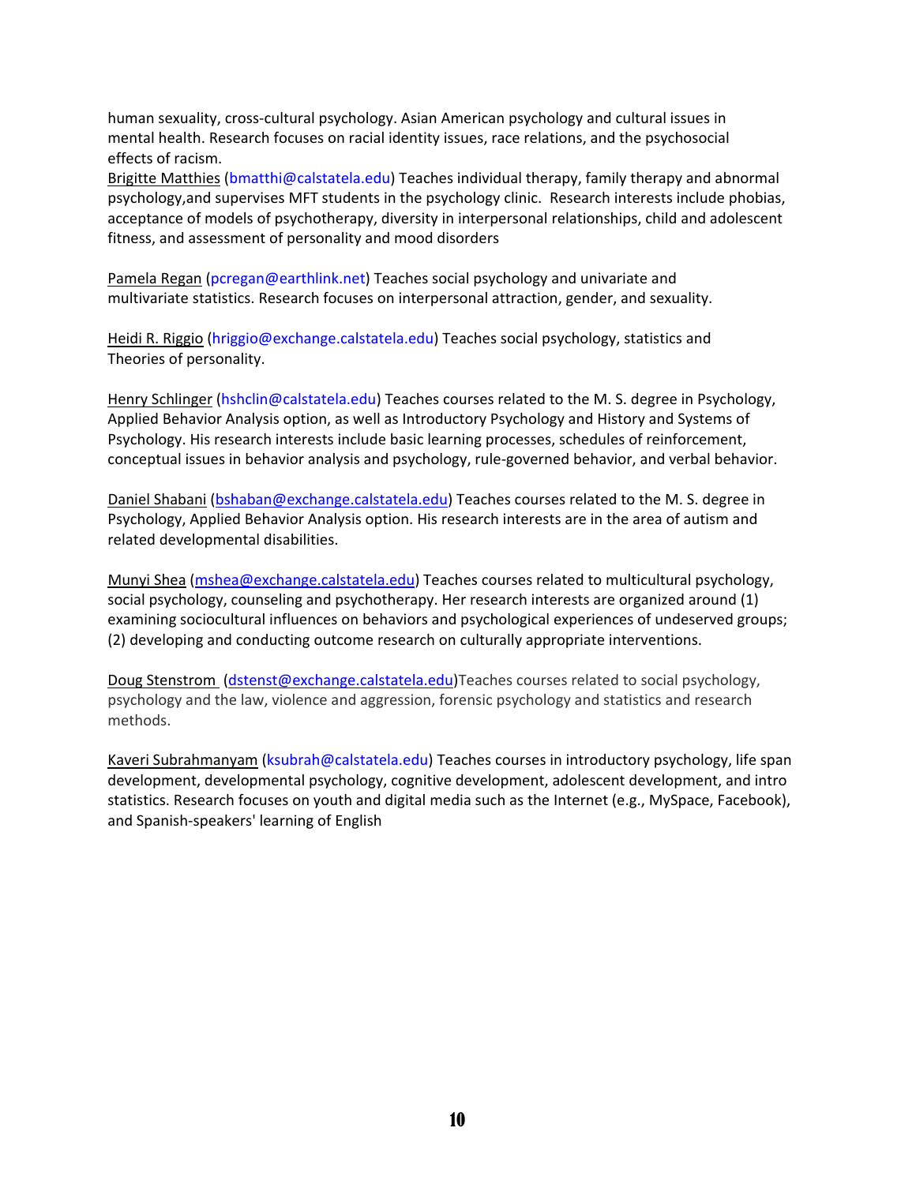human sexuality, cross-cultural psychology. Asian American psychology and cultural issues in mental health. Research focuses on racial identity issues, race relations, and the psychosocial effects of racism.

Brigitte Matthies (bmatthi@calstatela.edu) Teaches individual therapy, family therapy and abnormal psychology,and supervises MFT students in the psychology clinic. Research interests include phobias, acceptance of models of psychotherapy, diversity in interpersonal relationships, child and adolescent fitness, and assessment of personality and mood disorders

Pamela Regan (pcregan@earthlink.net) Teaches social psychology and univariate and multivariate statistics. Research focuses on interpersonal attraction, gender, and sexuality.

Heidi R. Riggio (hriggio@exchange.calstatela.edu) Teaches social psychology, statistics and Theories of personality.

Henry Schlinger (hshclin@calstatela.edu) Teaches courses related to the M. S. degree in Psychology, Applied Behavior Analysis option, as well as Introductory Psychology and History and Systems of Psychology. His research interests include basic learning processes, schedules of reinforcement, conceptual issues in behavior analysis and psychology, rule-governed behavior, and verbal behavior.

Daniel Shabani (bshaban@exchange.calstatela.edu) Teaches courses related to the M. S. degree in Psychology, Applied Behavior Analysis option. His research interests are in the area of autism and related developmental disabilities.

Munyi Shea (mshea@exchange.calstatela.edu) Teaches courses related to multicultural psychology, social psychology, counseling and psychotherapy. Her research interests are organized around (1) examining sociocultural influences on behaviors and psychological experiences of undeserved groups; (2) developing and conducting outcome research on culturally appropriate interventions.

Doug Stenstrom (dstenst@exchange.calstatela.edu)Teaches courses related to social psychology, psychology and the law, violence and aggression, forensic psychology and statistics and research methods.

Kaveri Subrahmanyam (ksubrah@calstatela.edu) Teaches courses in introductory psychology, life span development, developmental psychology, cognitive development, adolescent development, and intro statistics. Research focuses on youth and digital media such as the Internet (e.g., MySpace, Facebook), and Spanish-speakers' learning of English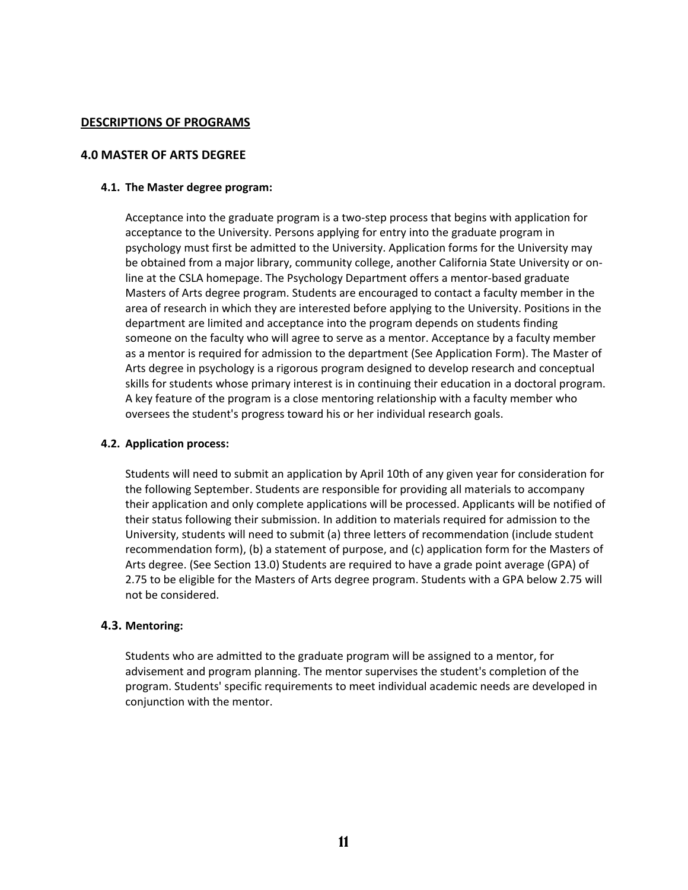## DESCRIPTIONS OF PROGRAMS

## 4.0 MASTER OF ARTS DEGREE

### 4.1. The Master degree program:

Acceptance into the graduate program is a two-step process that begins with application for acceptance to the University. Persons applying for entry into the graduate program in psychology must first be admitted to the University. Application forms for the University may be obtained from a major library, community college, another California State University or on-line at the CSLA homepage. The Psychology Department offers a mentor-based graduate Masters of Arts degree program. Students are encouraged to contact a faculty member in the area of research in which they are interested before applying to the University. Positions in the department are limited and acceptance into the program depends on students finding someone on the faculty who will agree to serve as a mentor. Acceptance by a faculty member as a mentor is required for admission to the department (See Application Form). The Master of Arts degree in psychology is a rigorous program designed to develop research and conceptual skills for students whose primary interest is in continuing their education in a doctoral program. A key feature of the program is a close mentoring relationship with a faculty member who oversees the student's progress toward his or her individual research goals.

### 4.2. Application process:

Students will need to submit an application by April 10th of any given year for consideration for the following September. Students are responsible for providing all materials to accompany their application and only complete applications will be processed. Applicants will be notified of their status following their submission. In addition to materials required for admission to the University, students will need to submit (a) three letters of recommendation (include student recommendation form), (b) a statement of purpose, and (c) application form for the Masters of Arts degree. (See Section 13.0) Students are required to have a grade point average (GPA) of 2.75 to be eligible for the Masters of Arts degree program. Students with a GPA below 2.75 will not be considered.

### 4.3. Mentoring:

Students who are admitted to the graduate program will be assigned to a mentor, for advisement and program planning. The mentor supervises the student's completion of the program. Students' specific requirements to meet individual academic needs are developed in conjunction with the mentor.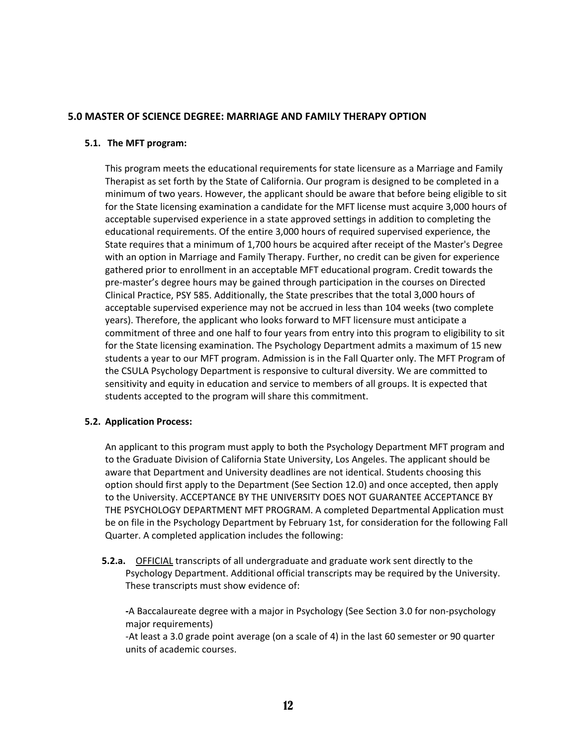## 5.0 MASTER OF SCIENCE DEGREE: MARRIAGE AND FAMILY THERAPY OPTION

### 5.1. The MFT program:

This program meets the educational requirements for state licensure as a Marriage and Family Therapist as set forth by the State of California. Our program is designed to be completed in a minimum of two years. However, the applicant should be aware that before being eligible to sit for the State licensing examination a candidate for the MFT license must acquire 3,000 hours of acceptable supervised experience in a state approved settings in addition to completing the educational requirements. Of the entire 3,000 hours of required supervised experience, the State requires that a minimum of 1,700 hours be acquired after receipt of the Master's Degree with an option in Marriage and Family Therapy. Further, no credit can be given for experience gathered prior to enrollment in an acceptable MFT educational program. Credit towards the pre-master's degree hours may be gained through participation in the courses on Directed Clinical Practice, PSY 585. Additionally, the State prescribes that the total 3,000 hours of acceptable supervised experience may not be accrued in less than 104 weeks (two complete years). Therefore, the applicant who looks forward to MFT licensure must anticipate a commitment of three and one half to four years from entry into this program to eligibility to sit for the State licensing examination. The Psychology Department admits a maximum of 15 new students a year to our MFT program. Admission is in the Fall Quarter only. The MFT Program of the CSULA Psychology Department is responsive to cultural diversity. We are committed to sensitivity and equity in education and service to members of all groups. It is expected that students accepted to the program will share this commitment.

### 5.2. Application Process:

An applicant to this program must apply to both the Psychology Department MFT program and to the Graduate Division of California State University, Los Angeles. The applicant should be aware that Department and University deadlines are not identical. Students choosing this option should first apply to the Department (See Section 12.0) and once accepted, then apply to the University. ACCEPTANCE BY THE UNIVERSITY DOES NOT GUARANTEE ACCEPTANCE BY THE PSYCHOLOGY DEPARTMENT MFT PROGRAM. A completed Departmental Application must be on file in the Psychology Department by February 1st, for consideration for the following Fall Quarter. A completed application includes the following:

**5.2.a.** OFFICIAL transcripts of all undergraduate and graduate work sent directly to the Psychology Department. Additional official transcripts may be required by the University. These transcripts must show evidence of:

-A Baccalaureate degree with a major in Psychology (See Section 3.0 for non-psychology major requirements)

-At least a 3.0 grade point average (on a scale of 4) in the last 60 semester or 90 quarter units of academic courses.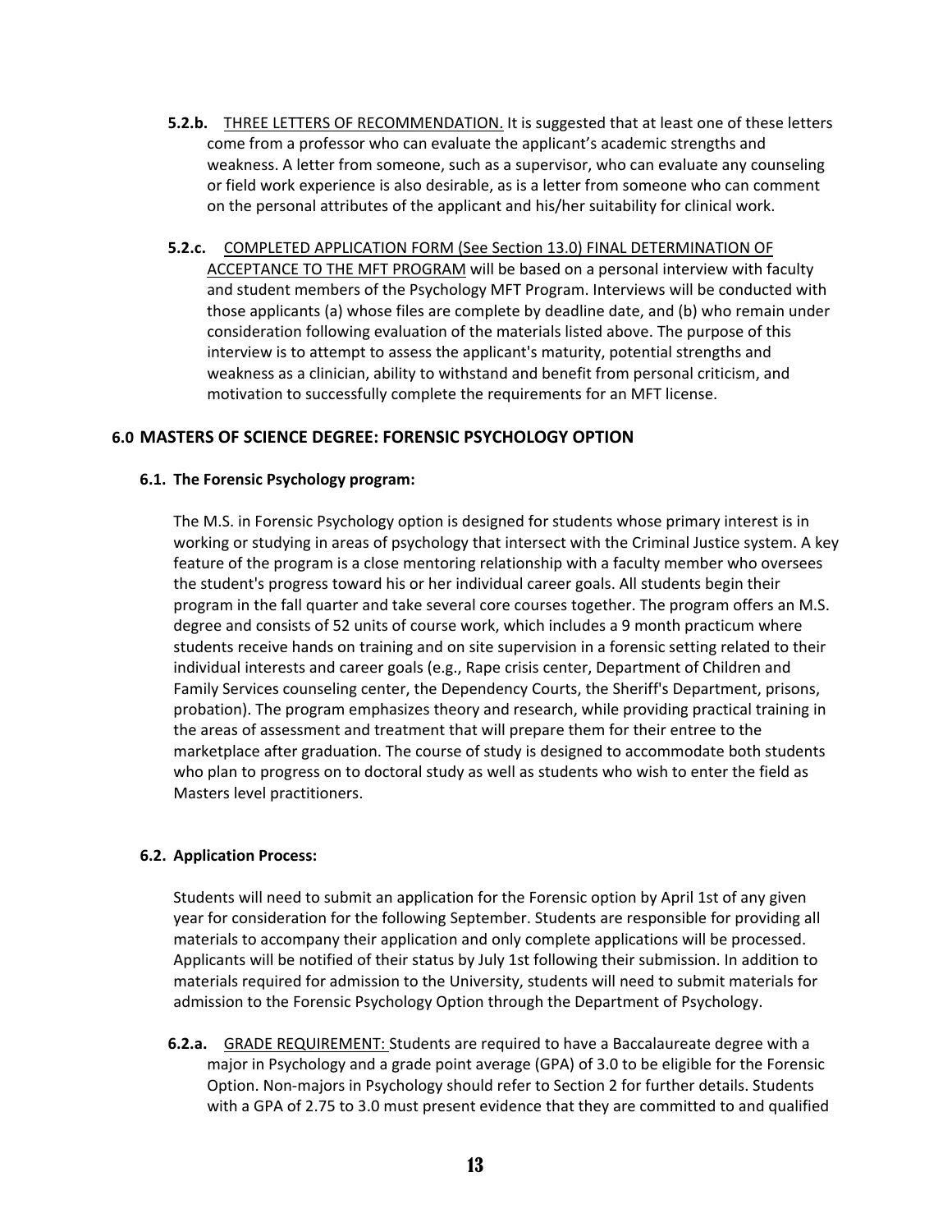**5.2.b.** <u>THREE LETTERS OF RECOMMENDATION.</u> It is suggested that at least one of these letters come from a professor who can evaluate the applicant's academic strengths and weakness. A letter from someone, such as a supervisor, who can evaluate any counseling or field work experience is also desirable, as is a letter from someone who can comment on the personal attributes of the applicant and his/her suitability for clinical work.

**5.2.c.** <u>COMPLETED APPLICATION FORM (See Section 13.0) FINAL DETERMINATION OF ACCEPTANCE TO THE MFT PROGRAM</u> will be based on a personal interview with faculty and student members of the Psychology MFT Program. Interviews will be conducted with those applicants (a) whose files are complete by deadline date, and (b) who remain under consideration following evaluation of the materials listed above. The purpose of this interview is to attempt to assess the applicant's maturity, potential strengths and weakness as a clinician, ability to withstand and benefit from personal criticism, and motivation to successfully complete the requirements for an MFT license.

## 6.0 MASTERS OF SCIENCE DEGREE: FORENSIC PSYCHOLOGY OPTION

### 6.1. The Forensic Psychology program:

The M.S. in Forensic Psychology option is designed for students whose primary interest is in working or studying in areas of psychology that intersect with the Criminal Justice system. A key feature of the program is a close mentoring relationship with a faculty member who oversees the student's progress toward his or her individual career goals. All students begin their program in the fall quarter and take several core courses together. The program offers an M.S. degree and consists of 52 units of course work, which includes a 9 month practicum where students receive hands on training and on site supervision in a forensic setting related to their individual interests and career goals (e.g., Rape crisis center, Department of Children and Family Services counseling center, the Dependency Courts, the Sheriff's Department, prisons, probation). The program emphasizes theory and research, while providing practical training in the areas of assessment and treatment that will prepare them for their entree to the marketplace after graduation. The course of study is designed to accommodate both students who plan to progress on to doctoral study as well as students who wish to enter the field as Masters level practitioners.

### 6.2. Application Process:

Students will need to submit an application for the Forensic option by April 1st of any given year for consideration for the following September. Students are responsible for providing all materials to accompany their application and only complete applications will be processed. Applicants will be notified of their status by July 1st following their submission. In addition to materials required for admission to the University, students will need to submit materials for admission to the Forensic Psychology Option through the Department of Psychology.

**6.2.a.** <u>GRADE REQUIREMENT:</u> Students are required to have a Baccalaureate degree with a major in Psychology and a grade point average (GPA) of 3.0 to be eligible for the Forensic Option. Non-majors in Psychology should refer to Section 2 for further details. Students with a GPA of 2.75 to 3.0 must present evidence that they are committed to and qualified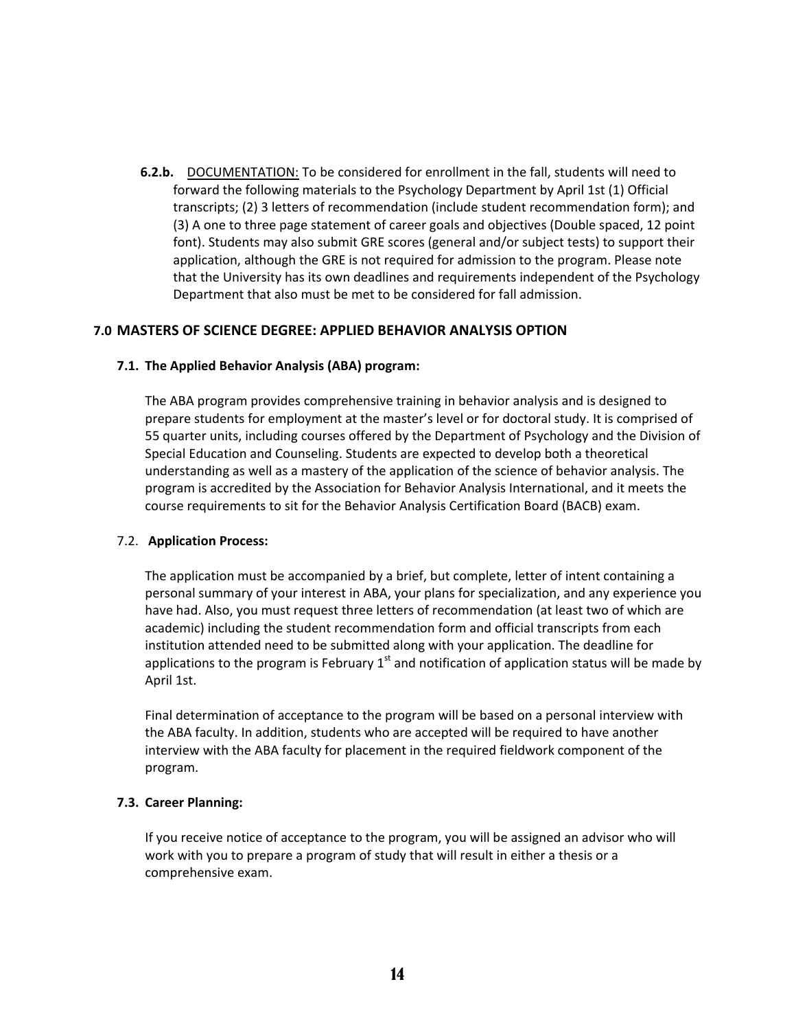**6.2.b.** <u>DOCUMENTATION:</u> To be considered for enrollment in the fall, students will need to forward the following materials to the Psychology Department by April 1st (1) Official transcripts; (2) 3 letters of recommendation (include student recommendation form); and (3) A one to three page statement of career goals and objectives (Double spaced, 12 point font). Students may also submit GRE scores (general and/or subject tests) to support their application, although the GRE is not required for admission to the program. Please note that the University has its own deadlines and requirements independent of the Psychology Department that also must be met to be considered for fall admission.

## 7.0 MASTERS OF SCIENCE DEGREE: APPLIED BEHAVIOR ANALYSIS OPTION

### 7.1. The Applied Behavior Analysis (ABA) program:

The ABA program provides comprehensive training in behavior analysis and is designed to prepare students for employment at the master's level or for doctoral study. It is comprised of 55 quarter units, including courses offered by the Department of Psychology and the Division of Special Education and Counseling. Students are expected to develop both a theoretical understanding as well as a mastery of the application of the science of behavior analysis. The program is accredited by the Association for Behavior Analysis International, and it meets the course requirements to sit for the Behavior Analysis Certification Board (BACB) exam.

### 7.2. Application Process:

The application must be accompanied by a brief, but complete, letter of intent containing a personal summary of your interest in ABA, your plans for specialization, and any experience you have had. Also, you must request three letters of recommendation (at least two of which are academic) including the student recommendation form and official transcripts from each institution attended need to be submitted along with your application. The deadline for applications to the program is February 1st and notification of application status will be made by April 1st.

Final determination of acceptance to the program will be based on a personal interview with the ABA faculty. In addition, students who are accepted will be required to have another interview with the ABA faculty for placement in the required fieldwork component of the program.

### 7.3. Career Planning:

If you receive notice of acceptance to the program, you will be assigned an advisor who will work with you to prepare a program of study that will result in either a thesis or a comprehensive exam.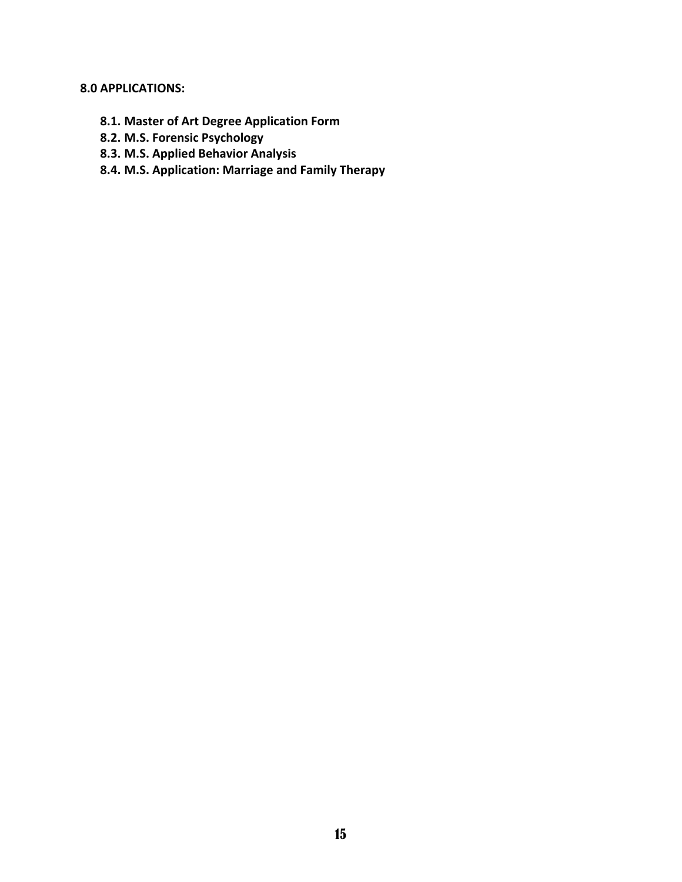## 8.0 APPLICATIONS:

- **8.1. Master of Art Degree Application Form**
- **8.2. M.S. Forensic Psychology**
- **8.3. M.S. Applied Behavior Analysis**
- **8.4. M.S. Application: Marriage and Family Therapy**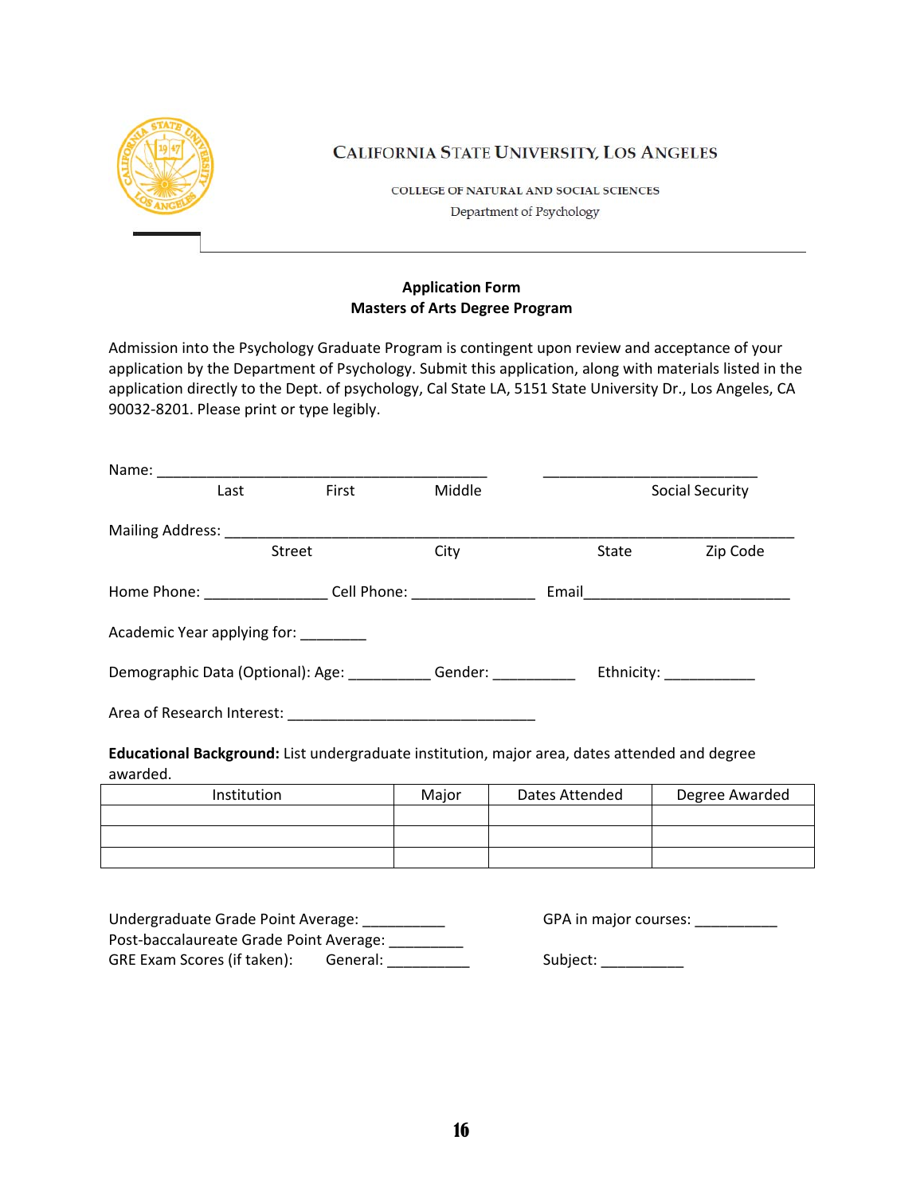CALIFORNIA STATE UNIVERSITY, LOS ANGELES

COLLEGE OF NATURAL AND SOCIAL SCIENCES

Department of Psychology

**Application Form**
**Masters of Arts Degree Program**

Admission into the Psychology Graduate Program is contingent upon review and acceptance of your application by the Department of Psychology. Submit this application, along with materials listed in the application directly to the Dept. of psychology, Cal State LA, 5151 State University Dr., Los Angeles, CA 90032-8201. Please print or type legibly.

Name: __________________________________________ ___________________________
Last First Middle Social Security

Mailing Address: __________________________________________________________________________
Street City State Zip Code

Home Phone: _______________ Cell Phone: _______________ Email__________________________

Academic Year applying for: ________

Demographic Data (Optional): Age: __________ Gender: __________ Ethnicity: ___________

Area of Research Interest: _______________________________

**Educational Background:** List undergraduate institution, major area, dates attended and degree awarded.

| Institution | Major | Dates Attended | Degree Awarded |
|---|---|---|---|
| | | | |
| | | | |
| | | | |

Undergraduate Grade Point Average: __________ GPA in major courses: __________
Post-baccalaureate Grade Point Average: _________
GRE Exam Scores (if taken): General: __________ Subject: __________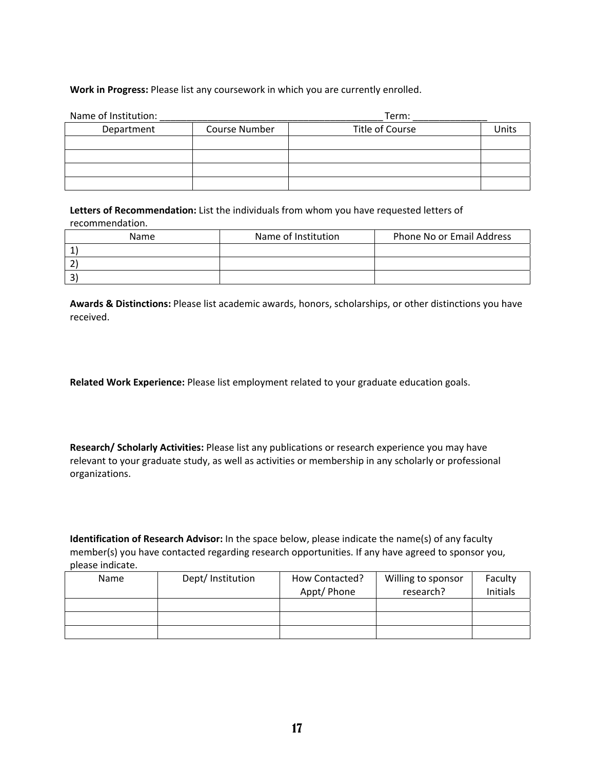**Work in Progress:** Please list any coursework in which you are currently enrolled.

Name of Institution: ___________________________________________ Term: ______________

| Department | Course Number | Title of Course | Units |
|---|---|---|---|
| | | | |
| | | | |
| | | | |
| | | | |

**Letters of Recommendation:** List the individuals from whom you have requested letters of recommendation.

| Name | Name of Institution | Phone No or Email Address |
|---|---|---|
| 1) | | |
| 2) | | |
| 3) | | |

**Awards & Distinctions:** Please list academic awards, honors, scholarships, or other distinctions you have received.

**Related Work Experience:** Please list employment related to your graduate education goals.

**Research/ Scholarly Activities:** Please list any publications or research experience you may have relevant to your graduate study, as well as activities or membership in any scholarly or professional organizations.

**Identification of Research Advisor:** In the space below, please indicate the name(s) of any faculty member(s) you have contacted regarding research opportunities. If any have agreed to sponsor you, please indicate.

| Name | Dept/ Institution | How Contacted? Appt/ Phone | Willing to sponsor research? | Faculty Initials |
|---|---|---|---|---|
| | | | | |
| | | | | |
| | | | | |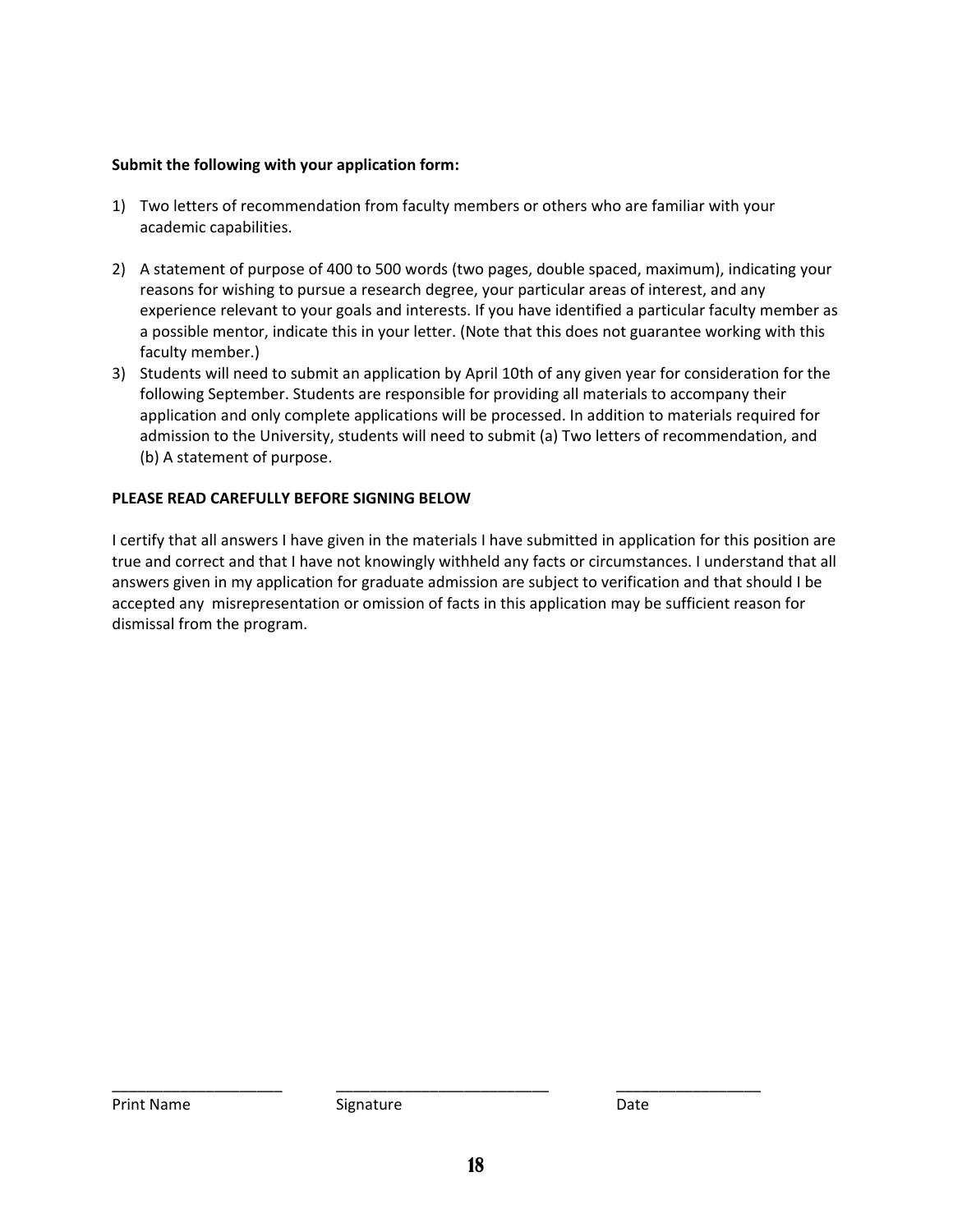**Submit the following with your application form:**

1) Two letters of recommendation from faculty members or others who are familiar with your academic capabilities.

2) A statement of purpose of 400 to 500 words (two pages, double spaced, maximum), indicating your reasons for wishing to pursue a research degree, your particular areas of interest, and any experience relevant to your goals and interests. If you have identified a particular faculty member as a possible mentor, indicate this in your letter. (Note that this does not guarantee working with this faculty member.)
3) Students will need to submit an application by April 10th of any given year for consideration for the following September. Students are responsible for providing all materials to accompany their application and only complete applications will be processed. In addition to materials required for admission to the University, students will need to submit (a) Two letters of recommendation, and (b) A statement of purpose.

**PLEASE READ CAREFULLY BEFORE SIGNING BELOW**

I certify that all answers I have given in the materials I have submitted in application for this position are true and correct and that I have not knowingly withheld any facts or circumstances. I understand that all answers given in my application for graduate admission are subject to verification and that should I be accepted any misrepresentation or omission of facts in this application may be sufficient reason for dismissal from the program.

| ____________________ | __________________________ | _________________ |
| --- | --- | --- |
| Print Name | Signature | Date |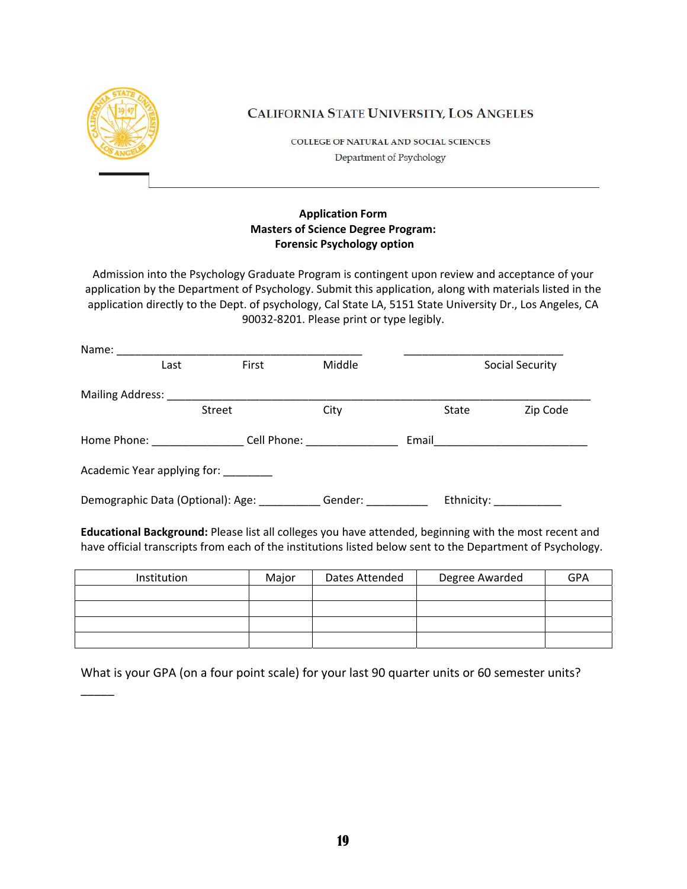CALIFORNIA STATE UNIVERSITY, LOS ANGELES

COLLEGE OF NATURAL AND SOCIAL SCIENCES

Department of Psychology

**Application Form**
**Masters of Science Degree Program:**
**Forensic Psychology option**

Admission into the Psychology Graduate Program is contingent upon review and acceptance of your application by the Department of Psychology. Submit this application, along with materials listed in the application directly to the Dept. of psychology, Cal State LA, 5151 State University Dr., Los Angeles, CA 90032-8201. Please print or type legibly.

Name: ________________________________________ __________________________
Last First Middle Social Security

Mailing Address: ______________________________________________________________________
Street City State Zip Code

Home Phone: _______________ Cell Phone: _______________ Email_________________________

Academic Year applying for: ________

Demographic Data (Optional): Age: __________ Gender: __________ Ethnicity: ___________

**Educational Background:** Please list all colleges you have attended, beginning with the most recent and have official transcripts from each of the institutions listed below sent to the Department of Psychology.

| Institution | Major | Dates Attended | Degree Awarded | GPA |
|---|---|---|---|---|
| | | | | |
| | | | | |
| | | | | |
| | | | | |

What is your GPA (on a four point scale) for your last 90 quarter units or 60 semester units?

_____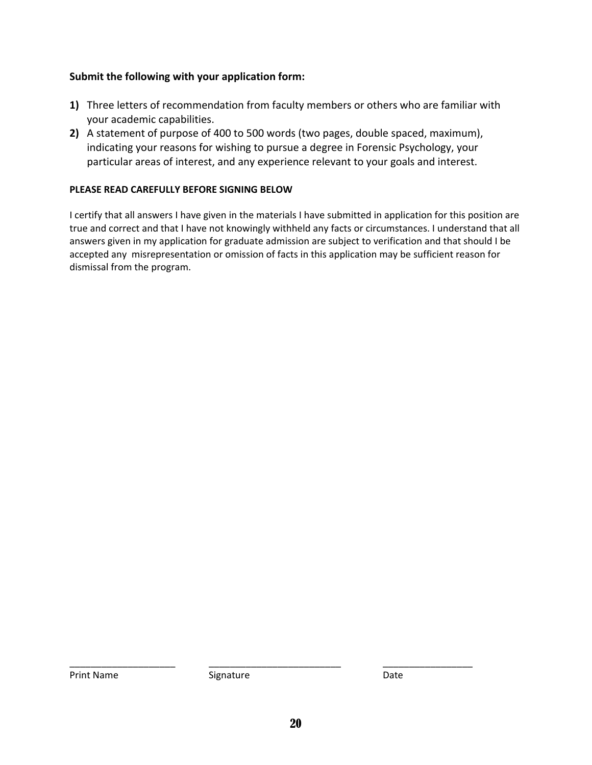**Submit the following with your application form:**

1) Three letters of recommendation from faculty members or others who are familiar with your academic capabilities.
2) A statement of purpose of 400 to 500 words (two pages, double spaced, maximum), indicating your reasons for wishing to pursue a degree in Forensic Psychology, your particular areas of interest, and any experience relevant to your goals and interest.

**PLEASE READ CAREFULLY BEFORE SIGNING BELOW**

I certify that all answers I have given in the materials I have submitted in application for this position are true and correct and that I have not knowingly withheld any facts or circumstances. I understand that all answers given in my application for graduate admission are subject to verification and that should I be accepted any misrepresentation or omission of facts in this application may be sufficient reason for dismissal from the program.

| ____________________ | _________________________ | _________________ |
|---|---|---|
| Print Name | Signature | Date |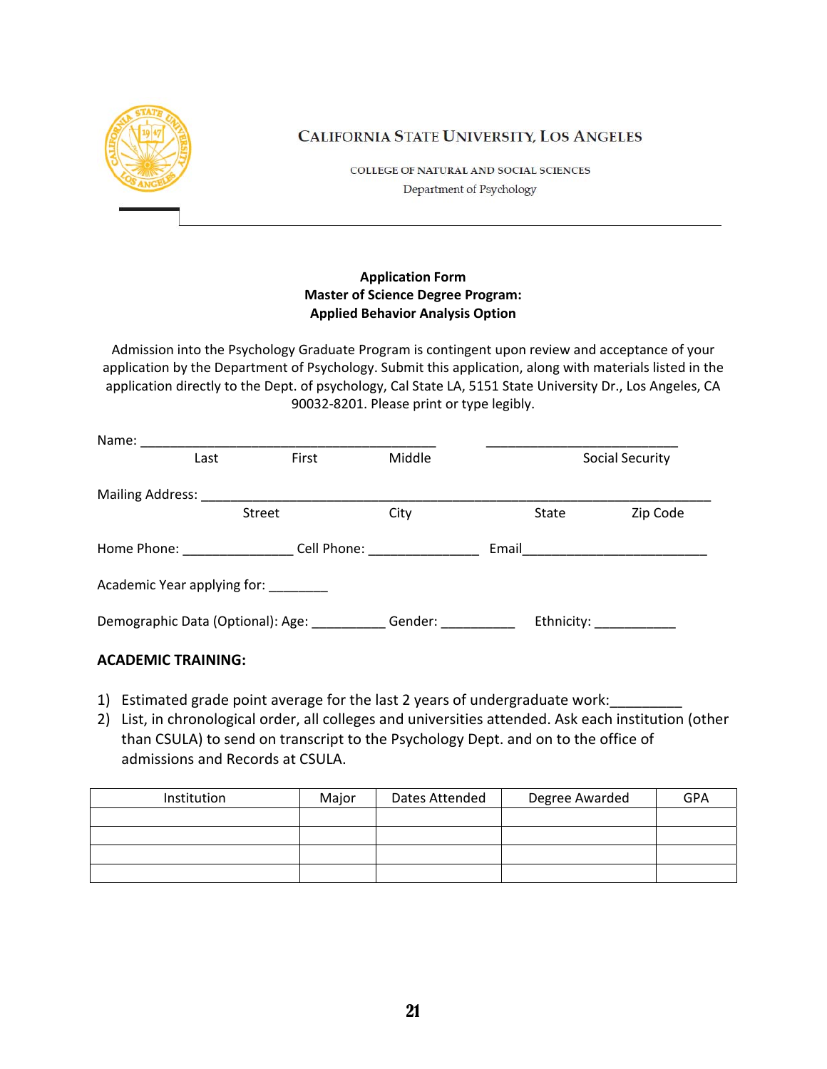CALIFORNIA STATE UNIVERSITY, LOS ANGELES

COLLEGE OF NATURAL AND SOCIAL SCIENCES

Department of Psychology

**Application Form**
**Master of Science Degree Program:**
**Applied Behavior Analysis Option**

Admission into the Psychology Graduate Program is contingent upon review and acceptance of your application by the Department of Psychology. Submit this application, along with materials listed in the application directly to the Dept. of psychology, Cal State LA, 5151 State University Dr., Los Angeles, CA 90032-8201. Please print or type legibly.

Name: ________________________________________ ___________________________
Last First Middle Social Security

Mailing Address: ______________________________________________________________________
Street City State Zip Code

Home Phone: _______________ Cell Phone: _______________ Email__________________________

Academic Year applying for: ________

Demographic Data (Optional): Age: __________ Gender: __________ Ethnicity: ___________

**ACADEMIC TRAINING:**

1) Estimated grade point average for the last 2 years of undergraduate work:_________
2) List, in chronological order, all colleges and universities attended. Ask each institution (other than CSULA) to send on transcript to the Psychology Dept. and on to the office of admissions and Records at CSULA.

| Institution | Major | Dates Attended | Degree Awarded | GPA |
|---|---|---|---|---|
| | | | | |
| | | | | |
| | | | | |
| | | | | |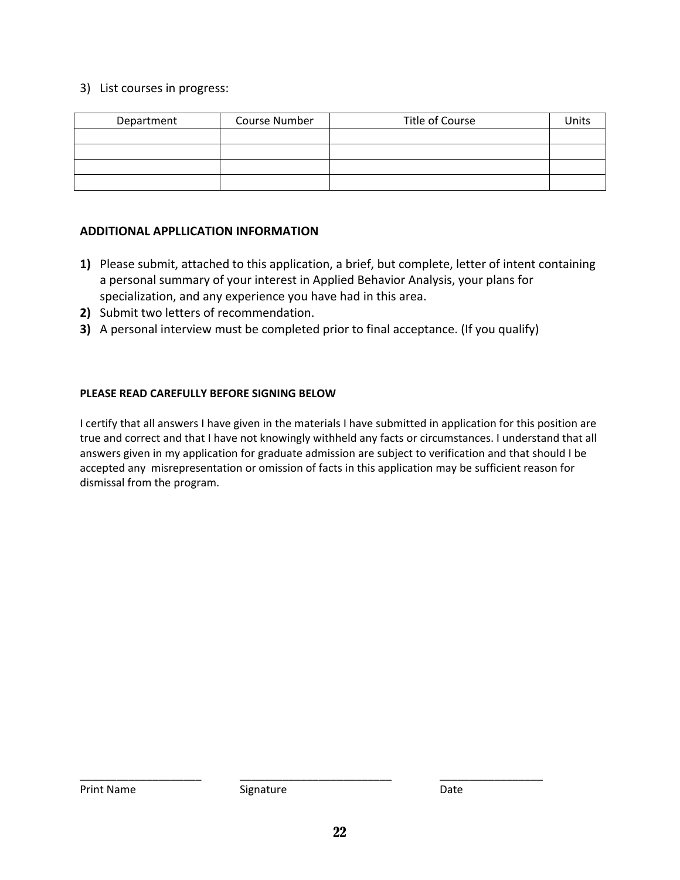3) List courses in progress:

| Department | Course Number | Title of Course | Units |
| --- | --- | --- | --- |
| | | | |
| | | | |
| | | | |
| | | | |

**ADDITIONAL APPLLICATION INFORMATION**

**1)** Please submit, attached to this application, a brief, but complete, letter of intent containing a personal summary of your interest in Applied Behavior Analysis, your plans for specialization, and any experience you have had in this area.

**2)** Submit two letters of recommendation.

**3)** A personal interview must be completed prior to final acceptance. (If you qualify)

**PLEASE READ CAREFULLY BEFORE SIGNING BELOW**

I certify that all answers I have given in the materials I have submitted in application for this position are true and correct and that I have not knowingly withheld any facts or circumstances. I understand that all answers given in my application for graduate admission are subject to verification and that should I be accepted any misrepresentation or omission of facts in this application may be sufficient reason for dismissal from the program.

____________________ ____________________ ____________________

Print Name Signature Date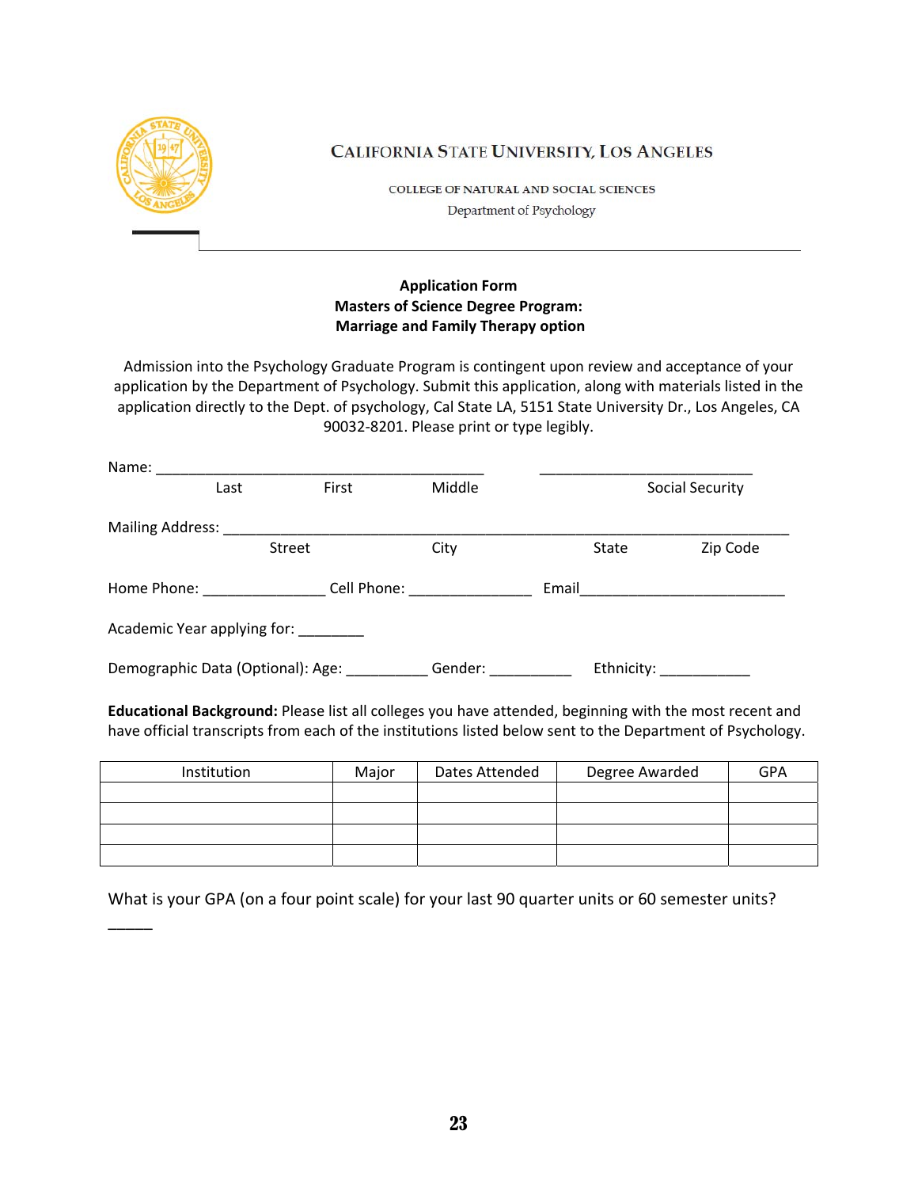CALIFORNIA STATE UNIVERSITY, LOS ANGELES

COLLEGE OF NATURAL AND SOCIAL SCIENCES

Department of Psychology

**Application Form**
**Masters of Science Degree Program:**
**Marriage and Family Therapy option**

Admission into the Psychology Graduate Program is contingent upon review and acceptance of your application by the Department of Psychology. Submit this application, along with materials listed in the application directly to the Dept. of psychology, Cal State LA, 5151 State University Dr., Los Angeles, CA 90032-8201. Please print or type legibly.

Name: ________________________________________ ___________________________
Last First Middle Social Security

Mailing Address: ______________________________________________________________________
Street City State Zip Code

Home Phone: _______________ Cell Phone: _______________ Email__________________________

Academic Year applying for: ________

Demographic Data (Optional): Age: __________ Gender: __________ Ethnicity: ___________

**Educational Background:** Please list all colleges you have attended, beginning with the most recent and have official transcripts from each of the institutions listed below sent to the Department of Psychology.

| Institution | Major | Dates Attended | Degree Awarded | GPA |
|---|---|---|---|---|
| | | | | |
| | | | | |
| | | | | |
| | | | | |

What is your GPA (on a four point scale) for your last 90 quarter units or 60 semester units?
_____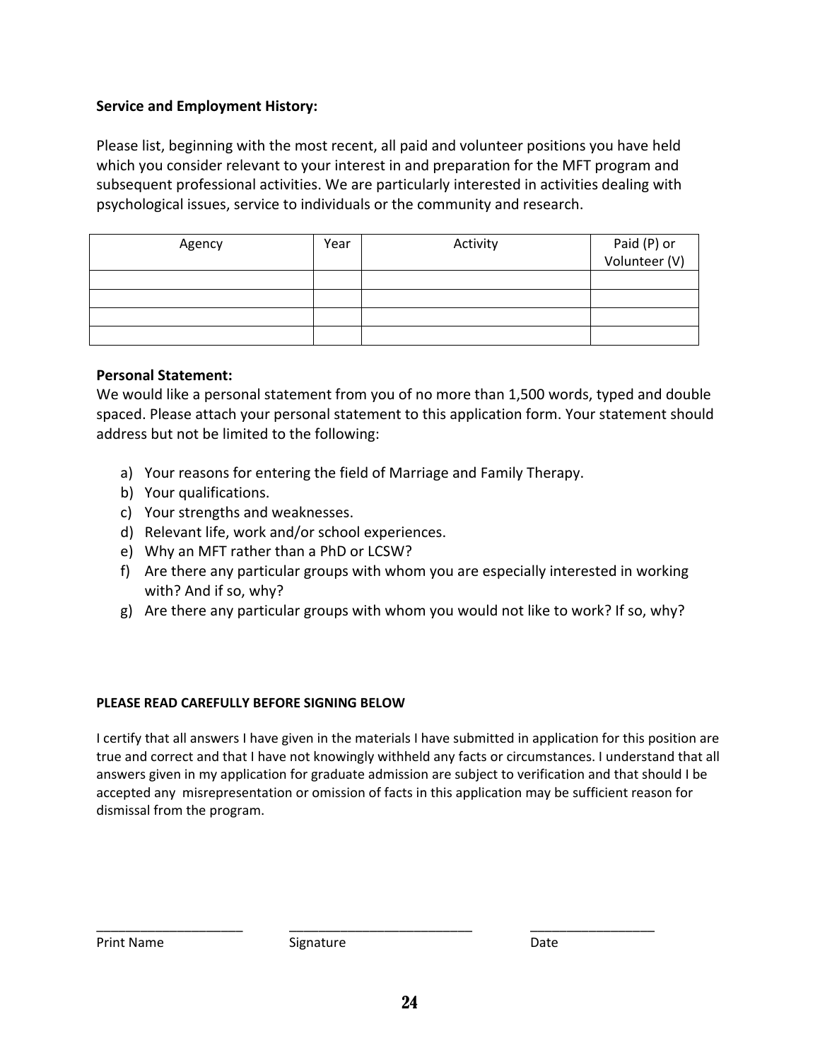**Service and Employment History:**

Please list, beginning with the most recent, all paid and volunteer positions you have held which you consider relevant to your interest in and preparation for the MFT program and subsequent professional activities. We are particularly interested in activities dealing with psychological issues, service to individuals or the community and research.

| Agency | Year | Activity | Paid (P) or Volunteer (V) |
|---|---|---|---|
| | | | |
| | | | |
| | | | |
| | | | |

**Personal Statement:**
We would like a personal statement from you of no more than 1,500 words, typed and double spaced. Please attach your personal statement to this application form. Your statement should address but not be limited to the following:

a) Your reasons for entering the field of Marriage and Family Therapy.
b) Your qualifications.
c) Your strengths and weaknesses.
d) Relevant life, work and/or school experiences.
e) Why an MFT rather than a PhD or LCSW?
f) Are there any particular groups with whom you are especially interested in working with? And if so, why?
g) Are there any particular groups with whom you would not like to work? If so, why?

**PLEASE READ CAREFULLY BEFORE SIGNING BELOW**

I certify that all answers I have given in the materials I have submitted in application for this position are true and correct and that I have not knowingly withheld any facts or circumstances. I understand that all answers given in my application for graduate admission are subject to verification and that should I be accepted any misrepresentation or omission of facts in this application may be sufficient reason for dismissal from the program.

____________________ ________________________ ________________
Print Name Signature Date